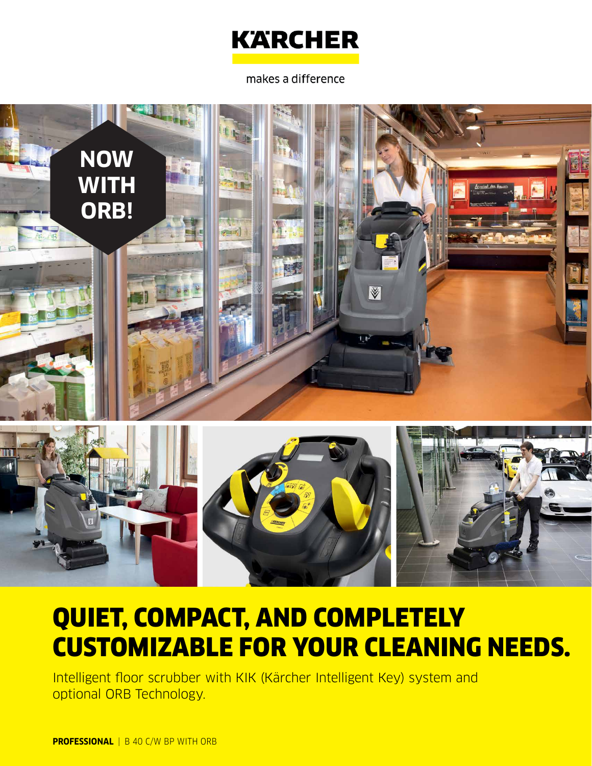# KÄRCHER

makes a difference

NOW WITH ORB!

## QUIET, COMPACT, AND COMPLETELY CUSTOMIZABLE FOR YOUR CLEANING NEEDS.

Intelligent floor scrubber with KIK (Kärcher Intelligent Key) system and optional ORB Technology.

**PROFESSIONAL** | B 40 C/W BP WITH ORB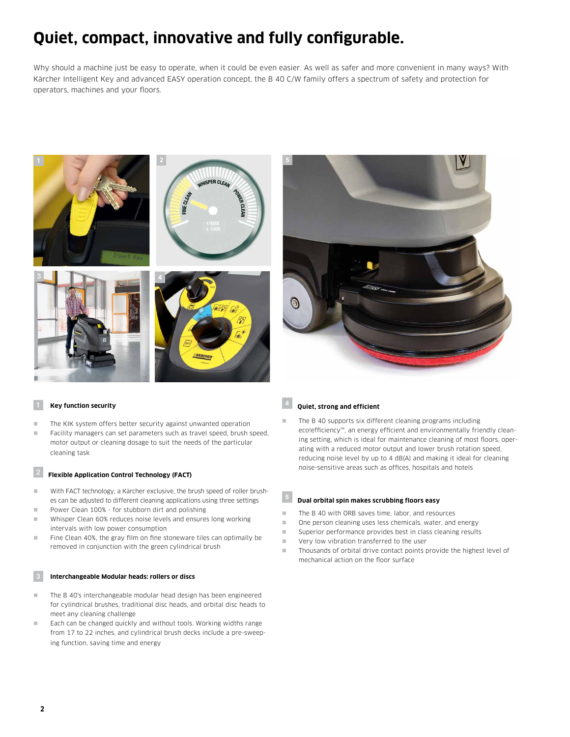# Quiet, compact, innovative and fully configurable.

Why should a machine just be easy to operate, when it could be even easier. As well as safer and more convenient in many ways? With Kärcher Intelligent Key and advanced EASY operation concept, the B 40 C/W family offers a spectrum of safety and protection for operators, machines and your floors.

### 1 Key function security

- The KIK system offers better security against unwanted operation
- Facility managers can set parameters such as travel speed, brush speed, motor output or cleaning dosage to suit the needs of the particular cleaning task

### 2 Flexible Application Control Technology (FACT)

- With FACT technology, a Kärcher exclusive, the brush speed of roller brushes can be adjusted to different cleaning applications using three settings
- Power Clean 100% - for stubborn dirt and polishing
- Whisper Clean 60% reduces noise levels and ensures long working intervals with low power consumption
- Fine Clean 40%, the gray film on fine stoneware tiles can optimally be removed in conjunction with the green cylindrical brush

### 3 Interchangeable Modular heads: rollers or discs

- The B 40's interchangeable modular head design has been engineered for cylindrical brushes, traditional disc heads, and orbital disc heads to meet any cleaning challenge
- Each can be changed quickly and without tools. Working widths range from 17 to 22 inches, and cylindrical brush decks include a pre-sweeping function, saving time and energy

### 4 Quiet, strong and efficient

- The B 40 supports six different cleaning programs including eco!efficiency™, an energy efficient and environmentally friendly cleaning setting, which is ideal for maintenance cleaning of most floors, operating with a reduced motor output and lower brush rotation speed, reducing noise level by up to 4 dB(A) and making it ideal for cleaning noise-sensitive areas such as offices, hospitals and hotels

### 5 Dual orbital spin makes scrubbing floors easy

- The B 40 with ORB saves time, labor, and resources
- One person cleaning uses less chemicals, water, and energy
- Superior performance provides best in class cleaning results
- Very low vibration transferred to the user
- Thousands of orbital drive contact points provide the highest level of mechanical action on the floor surface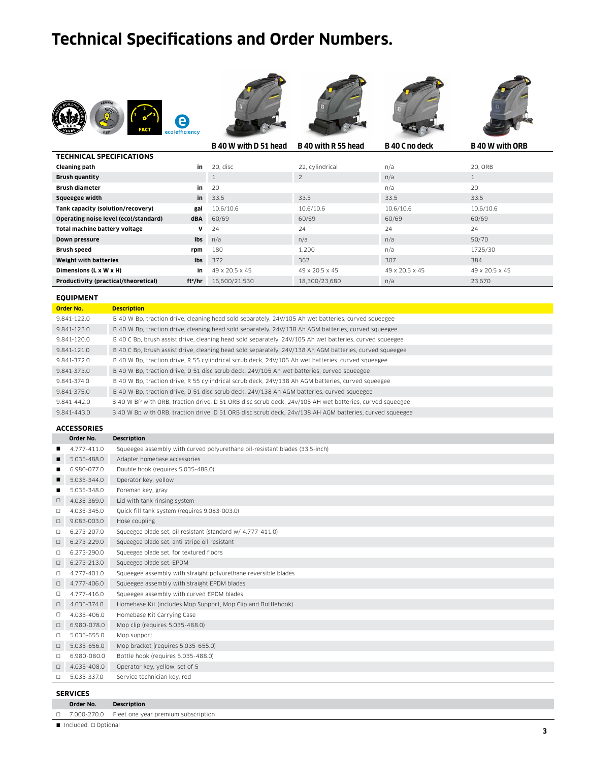# Technical Specifications and Order Numbers.

| TECHNICAL SPECIFICATIONS | | B 40 W with D 51 head | B 40 with R 55 head | B 40 C no deck | B 40 W with ORB |
|---|---|---|---|---|---|
| Cleaning path | in | 20, disc | 22, cylindrical | n/a | 20, ORB |
| Brush quantity | | 1 | 2 | n/a | 1 |
| Brush diameter | in | 20 | | n/a | 20 |
| Squeegee width | in | 33.5 | 33.5 | 33.5 | 33.5 |
| Tank capacity (solution/recovery) | gal | 10.6/10.6 | 10.6/10.6 | 10.6/10.6 | 10.6/10.6 |
| Operating noise level (eco!/standard) | dBA | 60/69 | 60/69 | 60/69 | 60/69 |
| Total machine battery voltage | V | 24 | 24 | 24 | 24 |
| Down pressure | lbs | n/a | n/a | n/a | 50/70 |
| Brush speed | rpm | 180 | 1,200 | n/a | 1725/30 |
| Weight with batteries | lbs | 372 | 362 | 307 | 384 |
| Dimensions (L x W x H) | in | 49 x 20.5 x 45 | 49 x 20.5 x 45 | 49 x 20.5 x 45 | 49 x 20.5 x 45 |
| Productivity (practical/theoretical) | ft²/hr | 16,600/21,530 | 18,300/23,680 | n/a | 23,670 |

## EQUIPMENT

| Order No. | Description |
|---|---|
| 9.841-122.0 | B 40 W Bp, traction drive, cleaning head sold separately, 24V/105 Ah wet batteries, curved squeegee |
| 9.841-123.0 | B 40 W Bp, traction drive, cleaning head sold separately, 24V/138 Ah AGM batteries, curved squeegee |
| 9.841-120.0 | B 40 C Bp, brush assist drive, cleaning head sold separately, 24V/105 Ah wet batteries, curved squeegee |
| 9.841-121.0 | B 40 C Bp, brush assist drive, cleaning head sold separately, 24V/138 Ah AGM batteries, curved squeegee |
| 9.841-372.0 | B 40 W Bp, traction drive, R 55 cylindrical scrub deck, 24V/105 Ah wet batteries, curved squeegee |
| 9.841-373.0 | B 40 W Bp, traction drive, D 51 disc scrub deck, 24V/105 Ah wet batteries, curved squeegee |
| 9.841-374.0 | B 40 W Bp, traction drive, R 55 cylindrical scrub deck, 24V/138 Ah AGM batteries, curved squeegee |
| 9.841-375.0 | B 40 W Bp, traction drive, D 51 disc scrub deck, 24V/138 Ah AGM batteries, curved squeegee |
| 9.841-442.0 | B 40 W BP with ORB, traction drive, D 51 ORB disc scrub deck, 24v/105 AH wet batteries, curved squeegee |
| 9.841-443.0 | B 40 W Bp with ORB, traction drive, D 51 ORB disc scrub deck, 24v/138 AH AGM batteries, curved squeegee |

## ACCESSORIES

| | Order No. | Description |
|---|---|---|
| ■ | 4.777-411.0 | Squeegee assembly with curved polyurethane oil-resistant blades (33.5-inch) |
| ■ | 5.035-488.0 | Adapter homebase accessories |
| ■ | 6.980-077.0 | Double hook (requires 5.035-488.0) |
| ■ | 5.035-344.0 | Operator key, yellow |
| ■ | 5.035-348.0 | Foreman key, gray |
| □ | 4.035-369.0 | Lid with tank rinsing system |
| □ | 4.035-345.0 | Quick fill tank system (requires 9.083-003.0) |
| □ | 9.083-003.0 | Hose coupling |
| □ | 6.273-207.0 | Squeegee blade set, oil resistant (standard w/ 4.777-411.0) |
| □ | 6.273-229.0 | Squeegee blade set, anti stripe oil resistant |
| □ | 6.273-290.0 | Squeegee blade set, for textured floors |
| □ | 6.273-213.0 | Squeegee blade set, EPDM |
| □ | 4.777-401.0 | Squeegee assembly with straight polyurethane reversible blades |
| □ | 4.777-406.0 | Squeegee assembly with straight EPDM blades |
| □ | 4.777-416.0 | Squeegee assembly with curved EPDM blades |
| □ | 4.035-374.0 | Homebase Kit (includes Mop Support, Mop Clip and Bottlehook) |
| □ | 4.035-406.0 | Homebase Kit Carrying Case |
| □ | 6.980-078.0 | Mop clip (requires 5.035-488.0) |
| □ | 5.035-655.0 | Mop support |
| □ | 5.035-656.0 | Mop bracket (requires 5.035-655.0) |
| □ | 6.980-080.0 | Bottle hook (requires 5.035-488.0) |
| □ | 4.035-408.0 | Operator key, yellow, set of 5 |
| □ | 5.035-337.0 | Service technician key, red |

## SERVICES

| | Order No. | Description |
|---|---|---|
| □ | 7.000-270.0 | Fleet one year premium subscription |

■ Included □ Optional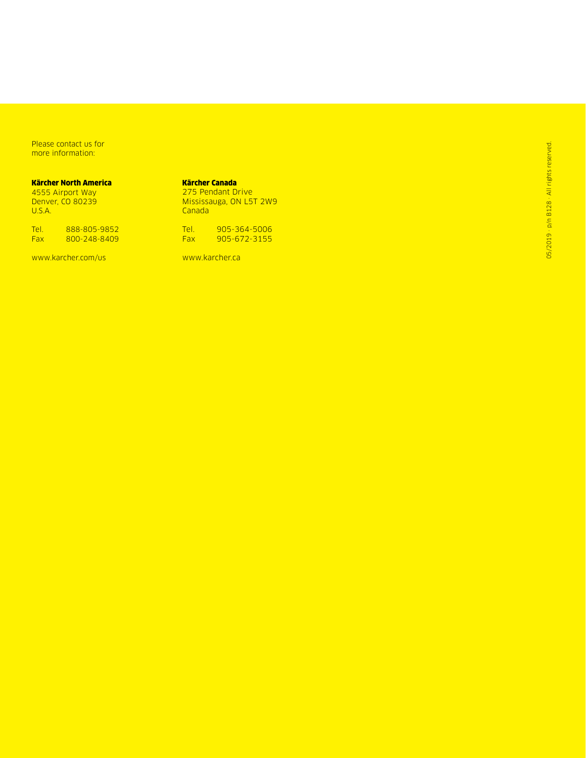Please contact us for
more information:

**Kärcher North America**
4555 Airport Way
Denver, CO 80239
U.S.A.

Tel. 888-805-9852
Fax 800-248-8409

www.karcher.com/us

**Kärcher Canada**
275 Pendant Drive
Mississauga, ON L5T 2W9
Canada

Tel. 905-364-5006
Fax 905-672-3155

www.karcher.ca

05/2019 · p/n B128 · All rights reserved.